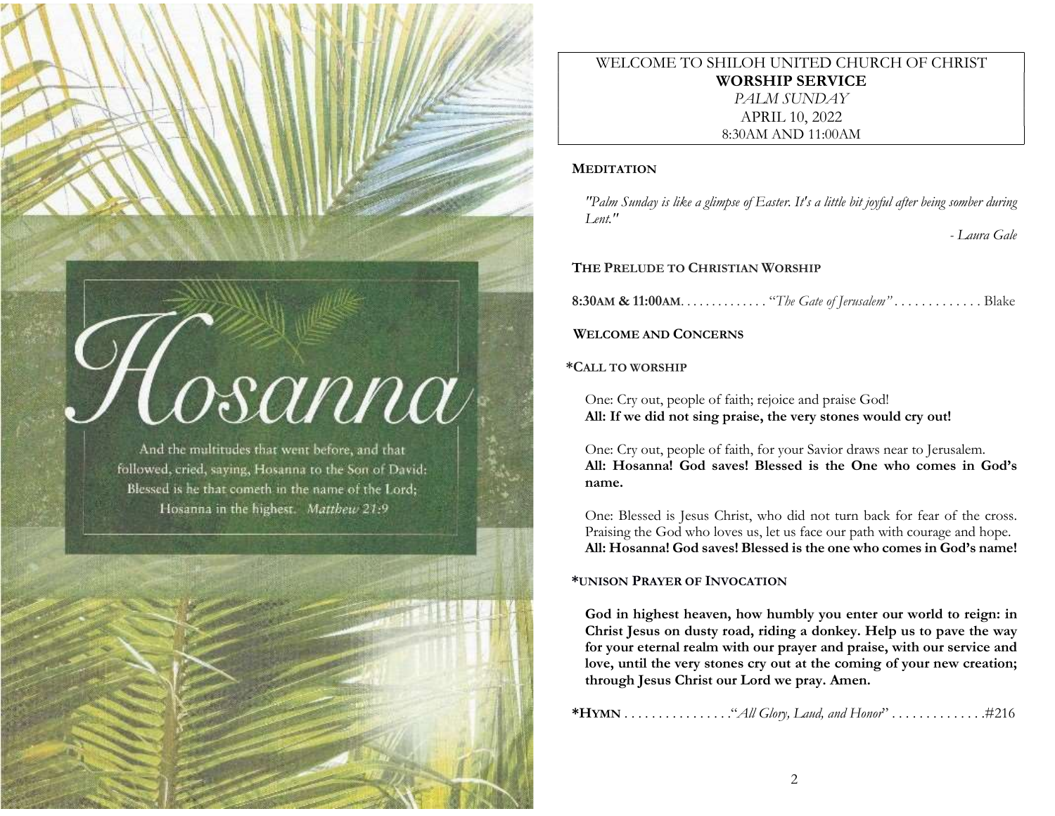# Hosanna

And the multitudes that went before, and that followed, cried, saying, Hosanna to the Son of David: Blessed is he that cometh in the name of the Lord; Hosanna in the highest. *Matthew 21:9*

WELCOME TO SHILOH UNITED CHURCH OF CHRIST
**WORSHIP SERVICE**
*PALM SUNDAY*
APRIL 10, 2022
8:30AM AND 11:00AM

**MEDITATION**

*"Palm Sunday is like a glimpse of Easter. It's a little bit joyful after being somber during Lent."*

*- Laura Gale*

**THE PRELUDE TO CHRISTIAN WORSHIP**

**8:30AM & 11:00AM**. . . . . . . . . . . . . "*The Gate of Jerusalem"* . . . . . . . . . . . . . Blake

**WELCOME AND CONCERNS**

**\*CALL TO WORSHIP**

One: Cry out, people of faith; rejoice and praise God!
**All: If we did not sing praise, the very stones would cry out!**

One: Cry out, people of faith, for your Savior draws near to Jerusalem.
**All: Hosanna! God saves! Blessed is the One who comes in God's name.**

One: Blessed is Jesus Christ, who did not turn back for fear of the cross. Praising the God who loves us, let us face our path with courage and hope.
**All: Hosanna! God saves! Blessed is the one who comes in God's name!**

**\*UNISON PRAYER OF INVOCATION**

**God in highest heaven, how humbly you enter our world to reign: in Christ Jesus on dusty road, riding a donkey. Help us to pave the way for your eternal realm with our prayer and praise, with our service and love, until the very stones cry out at the coming of your new creation; through Jesus Christ our Lord we pray. Amen.**

**\*HYMN** . . . . . . . . . . . . . . . ."*All Glory, Laud, and Honor*" . . . . . . . . . . . . .#216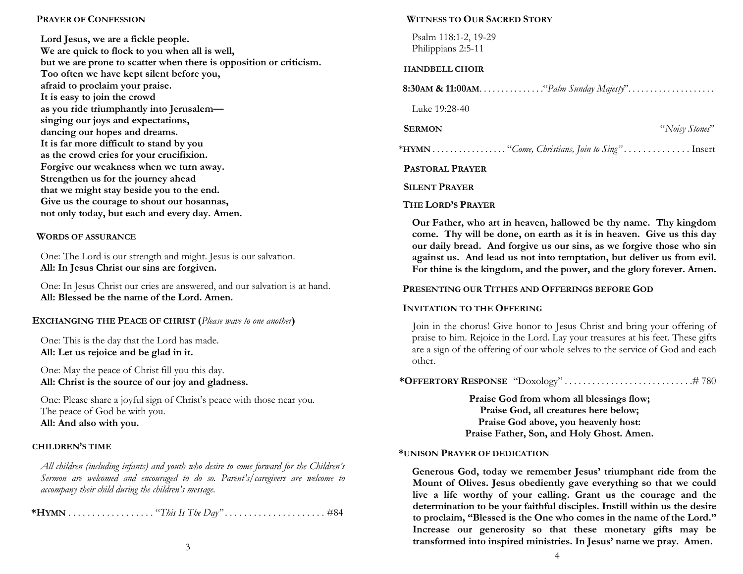## PRAYER OF CONFESSION

**Lord Jesus, we are a fickle people.**
**We are quick to flock to you when all is well,**
**but we are prone to scatter when there is opposition or criticism.**
**Too often we have kept silent before you,**
**afraid to proclaim your praise.**
**It is easy to join the crowd**
**as you ride triumphantly into Jerusalem—**
**singing our joys and expectations,**
**dancing our hopes and dreams.**
**It is far more difficult to stand by you**
**as the crowd cries for your crucifixion.**
**Forgive our weakness when we turn away.**
**Strengthen us for the journey ahead**
**that we might stay beside you to the end.**
**Give us the courage to shout our hosannas,**
**not only today, but each and every day. Amen.**

## WORDS OF ASSURANCE

One: The Lord is our strength and might. Jesus is our salvation.
**All: In Jesus Christ our sins are forgiven.**

One: In Jesus Christ our cries are answered, and our salvation is at hand.
**All: Blessed be the name of the Lord. Amen.**

## EXCHANGING THE PEACE OF CHRIST (*Please wave to one another*)

One: This is the day that the Lord has made.
**All: Let us rejoice and be glad in it.**

One: May the peace of Christ fill you this day.
**All: Christ is the source of our joy and gladness.**

One: Please share a joyful sign of Christ's peace with those near you.
The peace of God be with you.
**All: And also with you.**

## CHILDREN'S TIME

*All children (including infants) and youth who desire to come forward for the Children's Sermon are welcomed and encouraged to do so. Parent's/caregivers are welcome to accompany their child during the children's message.*

**\*HYMN** . . . . . . . . . . . . . . . . . "*This Is The Day"* . . . . . . . . . . . . . . . . . . . . #84

## WITNESS TO OUR SACRED STORY

Psalm 118:1-2, 19-29
Philippians 2:5-11

## HANDBELL CHOIR

**8:30AM & 11:00AM**. . . . . . . . . . . . . ."*Palm Sunday Majesty*". . . . . . . . . . . . . . . . . . .

Luke 19:28-40

**SERMON** "*Noisy Stones*"

\***HYMN** . . . . . . . . . . . . . . . . "*Come, Christians, Join to Sing"* . . . . . . . . . . . . . Insert

## PASTORAL PRAYER

## SILENT PRAYER

## THE LORD'S PRAYER

**Our Father, who art in heaven, hallowed be thy name. Thy kingdom come. Thy will be done, on earth as it is in heaven. Give us this day our daily bread. And forgive us our sins, as we forgive those who sin against us. And lead us not into temptation, but deliver us from evil. For thine is the kingdom, and the power, and the glory forever. Amen.**

## PRESENTING OUR TITHES AND OFFERINGS BEFORE GOD

## INVITATION TO THE OFFERING

Join in the chorus! Give honor to Jesus Christ and bring your offering of praise to him. Rejoice in the Lord. Lay your treasures at his feet. These gifts are a sign of the offering of our whole selves to the service of God and each other.

**\*OFFERTORY RESPONSE** "Doxology" . . . . . . . . . . . . . . . . . . . . . . . . . . .# 780

**Praise God from whom all blessings flow;**
**Praise God, all creatures here below;**
**Praise God above, you heavenly host:**
**Praise Father, Son, and Holy Ghost. Amen.**

## *UNISON PRAYER OF DEDICATION

**Generous God, today we remember Jesus' triumphant ride from the Mount of Olives. Jesus obediently gave everything so that we could live a life worthy of your calling. Grant us the courage and the determination to be your faithful disciples. Instill within us the desire to proclaim, "Blessed is the One who comes in the name of the Lord." Increase our generosity so that these monetary gifts may be transformed into inspired ministries. In Jesus' name we pray. Amen.**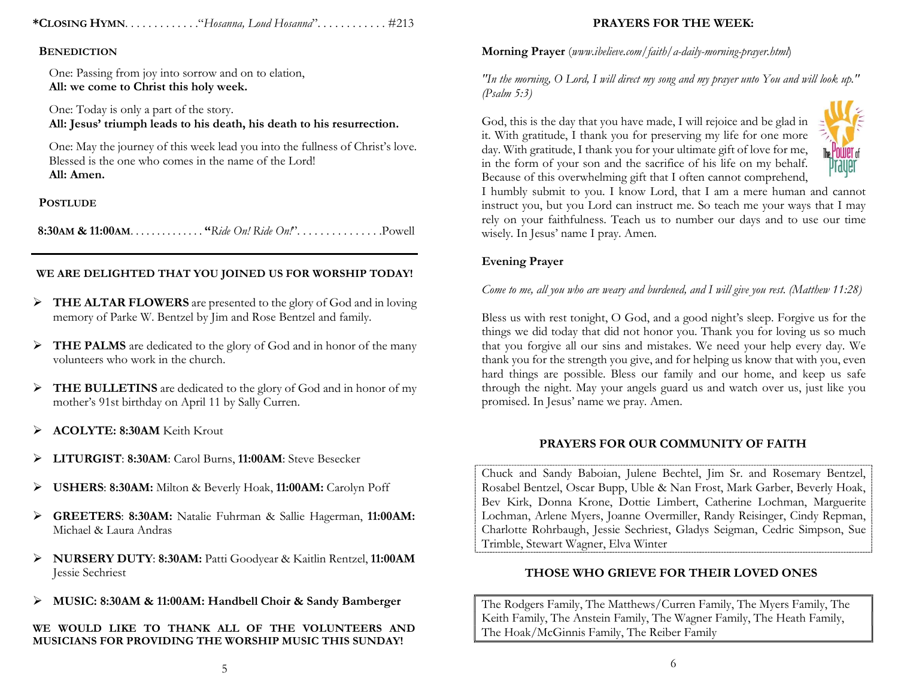***Closing Hymn**. . . . . . . . . . . . .“*Hosanna, Loud Hosanna*”. . . . . . . . . . . . #213

**Benediction**

One: Passing from joy into sorrow and on to elation,
**All: we come to Christ this holy week.**

One: Today is only a part of the story.
**All: Jesus’ triumph leads to his death, his death to his resurrection.**

One: May the journey of this week lead you into the fullness of Christ’s love. Blessed is the one who comes in the name of the Lord!
**All: Amen.**

**Postlude**

**8:30AM & 11:00AM**. . . . . . . . . . . . . **“***Ride On! Ride On!*”. . . . . . . . . . . . . . .Powell

---

**WE ARE DELIGHTED THAT YOU JOINED US FOR WORSHIP TODAY!**

- **THE ALTAR FLOWERS** are presented to the glory of God and in loving memory of Parke W. Bentzel by Jim and Rose Bentzel and family.
- **THE PALMS** are dedicated to the glory of God and in honor of the many volunteers who work in the church.
- **THE BULLETINS** are dedicated to the glory of God and in honor of my mother’s 91st birthday on April 11 by Sally Curren.
- **ACOLYTE: 8:30AM** Keith Krout
- **LITURGIST**: **8:30AM**: Carol Burns, **11:00AM**: Steve Besecker
- **USHERS**: **8:30AM:** Milton & Beverly Hoak, **11:00AM:** Carolyn Poff
- **GREETERS**: **8:30AM:** Natalie Fuhrman & Sallie Hagerman, **11:00AM:** Michael & Laura Andras
- **NURSERY DUTY**: **8:30AM:** Patti Goodyear & Kaitlin Rentzel, **11:00AM** Jessie Sechriest
- **MUSIC: 8:30AM & 11:00AM: Handbell Choir & Sandy Bamberger**

**WE WOULD LIKE TO THANK ALL OF THE VOLUNTEERS AND MUSICIANS FOR PROVIDING THE WORSHIP MUSIC THIS SUNDAY!**

## PRAYERS FOR THE WEEK:

**Morning Prayer** (*www.ibelieve.com/faith/a-daily-morning-prayer.html*)

*"In the morning, O Lord, I will direct my song and my prayer unto You and will look up." (Psalm 5:3)*

God, this is the day that you have made, I will rejoice and be glad in it. With gratitude, I thank you for preserving my life for one more day. With gratitude, I thank you for your ultimate gift of love for me, in the form of your son and the sacrifice of his life on my behalf. Because of this overwhelming gift that I often cannot comprehend, I humbly submit to you. I know Lord, that I am a mere human and cannot instruct you, but you Lord can instruct me. So teach me your ways that I may rely on your faithfulness. Teach us to number our days and to use our time wisely. In Jesus’ name I pray. Amen.

**Evening Prayer**

*Come to me, all you who are weary and burdened, and I will give you rest. (Matthew 11:28)*

Bless us with rest tonight, O God, and a good night’s sleep. Forgive us for the things we did today that did not honor you. Thank you for loving us so much that you forgive all our sins and mistakes. We need your help every day. We thank you for the strength you give, and for helping us know that with you, even hard things are possible. Bless our family and our home, and keep us safe through the night. May your angels guard us and watch over us, just like you promised. In Jesus’ name we pray. Amen.

## PRAYERS FOR OUR COMMUNITY OF FAITH

Chuck and Sandy Baboian, Julene Bechtel, Jim Sr. and Rosemary Bentzel, Rosabel Bentzel, Oscar Bupp, Uble & Nan Frost, Mark Garber, Beverly Hoak, Bev Kirk, Donna Krone, Dottie Limbert, Catherine Lochman, Marguerite Lochman, Arlene Myers, Joanne Overmiller, Randy Reisinger, Cindy Repman, Charlotte Rohrbaugh, Jessie Sechriest, Gladys Seigman, Cedric Simpson, Sue Trimble, Stewart Wagner, Elva Winter

## THOSE WHO GRIEVE FOR THEIR LOVED ONES

The Rodgers Family, The Matthews/Curren Family, The Myers Family, The Keith Family, The Anstein Family, The Wagner Family, The Heath Family, The Hoak/McGinnis Family, The Reiber Family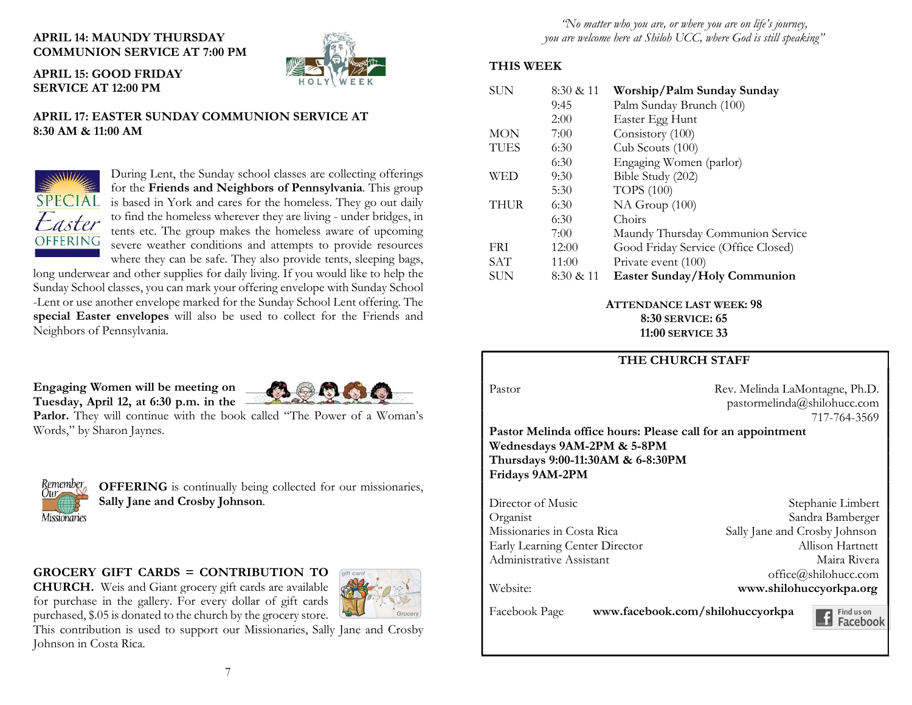**APRIL 14: MAUNDY THURSDAY COMMUNION SERVICE AT 7:00 PM**

**APRIL 15: GOOD FRIDAY SERVICE AT 12:00 PM**

**APRIL 17: EASTER SUNDAY COMMUNION SERVICE AT 8:30 AM & 11:00 AM**

SPECIAL Easter OFFERING

During Lent, the Sunday school classes are collecting offerings for the **Friends and Neighbors of Pennsylvania**. This group is based in York and cares for the homeless. They go out daily to find the homeless wherever they are living - under bridges, in tents etc. The group makes the homeless aware of upcoming severe weather conditions and attempts to provide resources where they can be safe. They also provide tents, sleeping bags, long underwear and other supplies for daily living. If you would like to help the Sunday School classes, you can mark your offering envelope with Sunday School -Lent or use another envelope marked for the Sunday School Lent offering. The **special Easter envelopes** will also be used to collect for the Friends and Neighbors of Pennsylvania.

**Engaging Women will be meeting on Tuesday, April 12, at 6:30 p.m. in the Parlor.** They will continue with the book called "The Power of a Woman's Words," by Sharon Jaynes.

Remember Our Missionaries

**OFFERING** is continually being collected for our missionaries, **Sally Jane and Crosby Johnson**.

**GROCERY GIFT CARDS = CONTRIBUTION TO CHURCH.** Weis and Giant grocery gift cards are available for purchase in the gallery. For every dollar of gift cards purchased, $.05 is donated to the church by the grocery store. This contribution is used to support our Missionaries, Sally Jane and Crosby Johnson in Costa Rica.

*"No matter who you are, or where you are on life's journey, you are welcome here at Shiloh UCC, where God is still speaking"*

## THIS WEEK

| | | |
|---|---|---|
| SUN | 8:30 & 11 | **Worship/Palm Sunday Sunday** |
| | 9:45 | Palm Sunday Brunch (100) |
| | 2:00 | Easter Egg Hunt |
| MON | 7:00 | Consistory (100) |
| TUES | 6:30 | Cub Scouts (100) |
| | 6:30 | Engaging Women (parlor) |
| WED | 9:30 | Bible Study (202) |
| | 5:30 | TOPS (100) |
| THUR | 6:30 | NA Group (100) |
| | 6:30 | Choirs |
| | 7:00 | Maundy Thursday Communion Service |
| FRI | 12:00 | Good Friday Service (Office Closed) |
| SAT | 11:00 | Private event (100) |
| SUN | 8:30 & 11 | **Easter Sunday/Holy Communion** |

**ATTENDANCE LAST WEEK: 98**
**8:30 SERVICE: 65**
**11:00 SERVICE 33**

## THE CHURCH STAFF

Pastor — Rev. Melinda LaMontagne, Ph.D.
pastormelinda@shilohucc.com
717-764-3569

**Pastor Melinda office hours: Please call for an appointment**
**Wednesdays 9AM-2PM & 5-8PM**
**Thursdays 9:00-11:30AM & 6-8:30PM**
**Fridays 9AM-2PM**

| | |
|---|---|
| Director of Music | Stephanie Limbert |
| Organist | Sandra Bamberger |
| Missionaries in Costa Rica | Sally Jane and Crosby Johnson |
| Early Learning Center Director | Allison Hartnett |
| Administrative Assistant | Maira Rivera |
| | office@shilohucc.com |
| Website: | **www.shilohuccyorkpa.org** |
| Facebook Page | **www.facebook.com/shilohuccyorkpa** |

Find us on Facebook